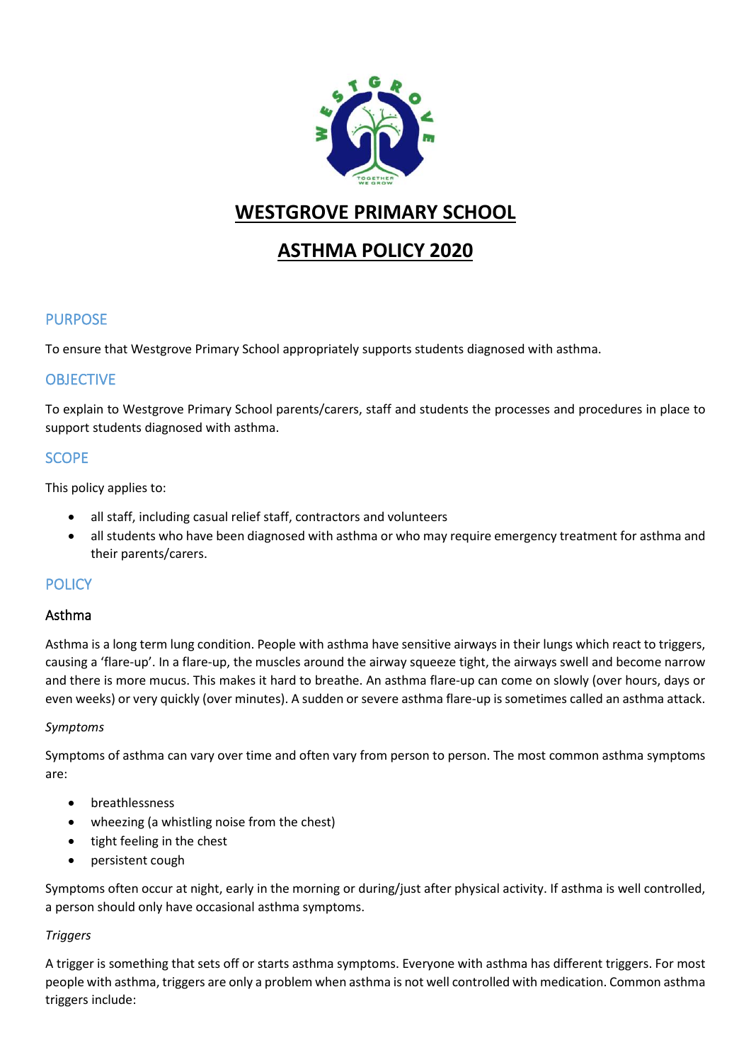# WESTGROVE PRIMARY SCHOOL

# ASTHMA POLICY 2020

## PURPOSE

To ensure that Westgrove Primary School appropriately supports students diagnosed with asthma.

## OBJECTIVE

To explain to Westgrove Primary School parents/carers, staff and students the processes and procedures in place to support students diagnosed with asthma.

## SCOPE

This policy applies to:

- all staff, including casual relief staff, contractors and volunteers
- all students who have been diagnosed with asthma or who may require emergency treatment for asthma and their parents/carers.

## POLICY

### Asthma

Asthma is a long term lung condition. People with asthma have sensitive airways in their lungs which react to triggers, causing a 'flare-up'. In a flare-up, the muscles around the airway squeeze tight, the airways swell and become narrow and there is more mucus. This makes it hard to breathe. An asthma flare-up can come on slowly (over hours, days or even weeks) or very quickly (over minutes). A sudden or severe asthma flare-up is sometimes called an asthma attack.

*Symptoms*

Symptoms of asthma can vary over time and often vary from person to person. The most common asthma symptoms are:

- breathlessness
- wheezing (a whistling noise from the chest)
- tight feeling in the chest
- persistent cough

Symptoms often occur at night, early in the morning or during/just after physical activity. If asthma is well controlled, a person should only have occasional asthma symptoms.

*Triggers*

A trigger is something that sets off or starts asthma symptoms. Everyone with asthma has different triggers. For most people with asthma, triggers are only a problem when asthma is not well controlled with medication. Common asthma triggers include: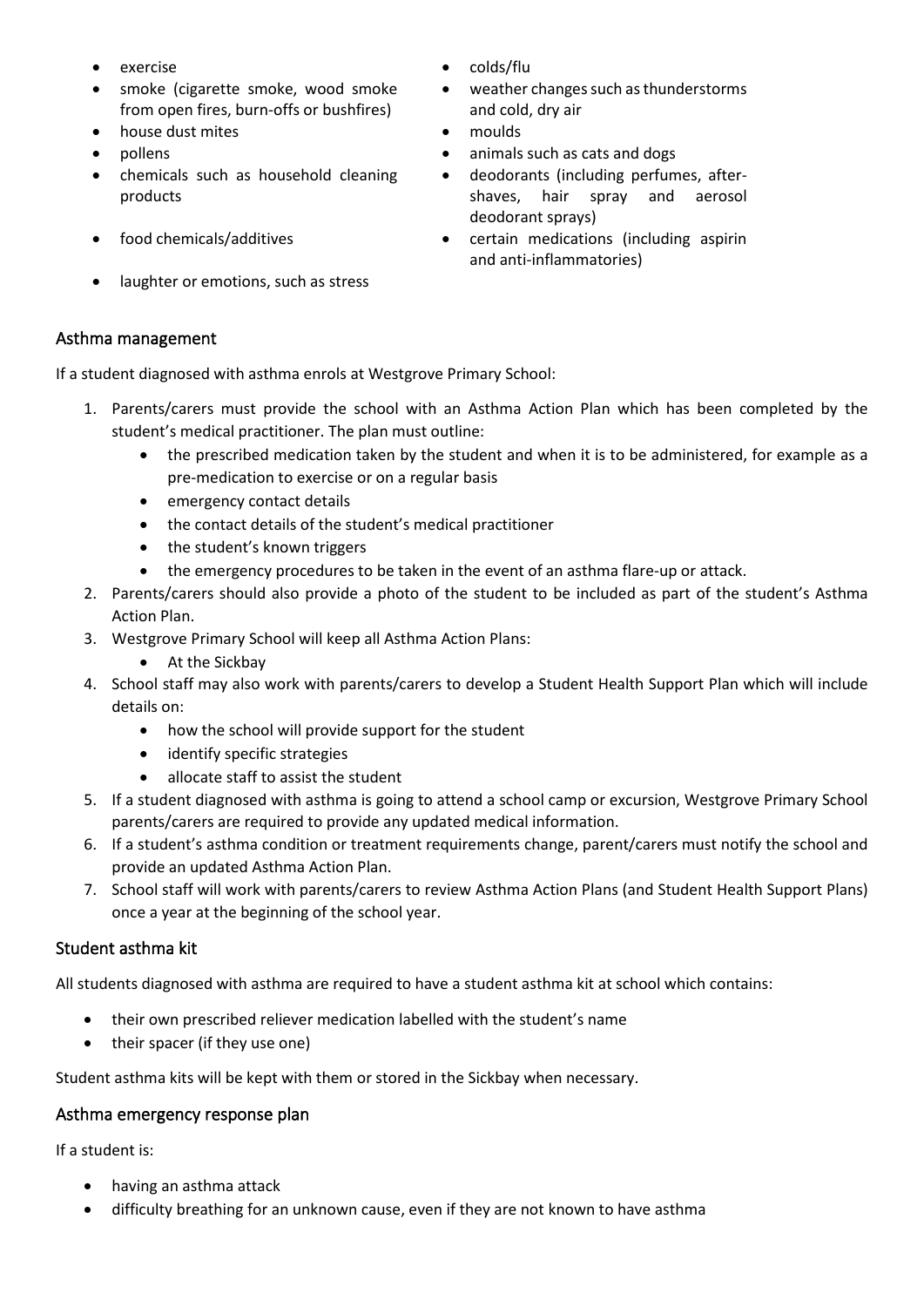- exercise
- smoke (cigarette smoke, wood smoke from open fires, burn-offs or bushfires)
- house dust mites
- pollens
- chemicals such as household cleaning products
- food chemicals/additives
- laughter or emotions, such as stress
- colds/flu
- weather changes such as thunderstorms and cold, dry air
- moulds
- animals such as cats and dogs
- deodorants (including perfumes, after-shaves, hair spray and aerosol deodorant sprays)
- certain medications (including aspirin and anti-inflammatories)

## Asthma management

If a student diagnosed with asthma enrols at Westgrove Primary School:

1. Parents/carers must provide the school with an Asthma Action Plan which has been completed by the student's medical practitioner. The plan must outline:
    - the prescribed medication taken by the student and when it is to be administered, for example as a pre-medication to exercise or on a regular basis
    - emergency contact details
    - the contact details of the student's medical practitioner
    - the student's known triggers
    - the emergency procedures to be taken in the event of an asthma flare-up or attack.
2. Parents/carers should also provide a photo of the student to be included as part of the student's Asthma Action Plan.
3. Westgrove Primary School will keep all Asthma Action Plans:
    - At the Sickbay
4. School staff may also work with parents/carers to develop a Student Health Support Plan which will include details on:
    - how the school will provide support for the student
    - identify specific strategies
    - allocate staff to assist the student
5. If a student diagnosed with asthma is going to attend a school camp or excursion, Westgrove Primary School parents/carers are required to provide any updated medical information.
6. If a student's asthma condition or treatment requirements change, parent/carers must notify the school and provide an updated Asthma Action Plan.
7. School staff will work with parents/carers to review Asthma Action Plans (and Student Health Support Plans) once a year at the beginning of the school year.

## Student asthma kit

All students diagnosed with asthma are required to have a student asthma kit at school which contains:

- their own prescribed reliever medication labelled with the student's name
- their spacer (if they use one)

Student asthma kits will be kept with them or stored in the Sickbay when necessary.

## Asthma emergency response plan

If a student is:

- having an asthma attack
- difficulty breathing for an unknown cause, even if they are not known to have asthma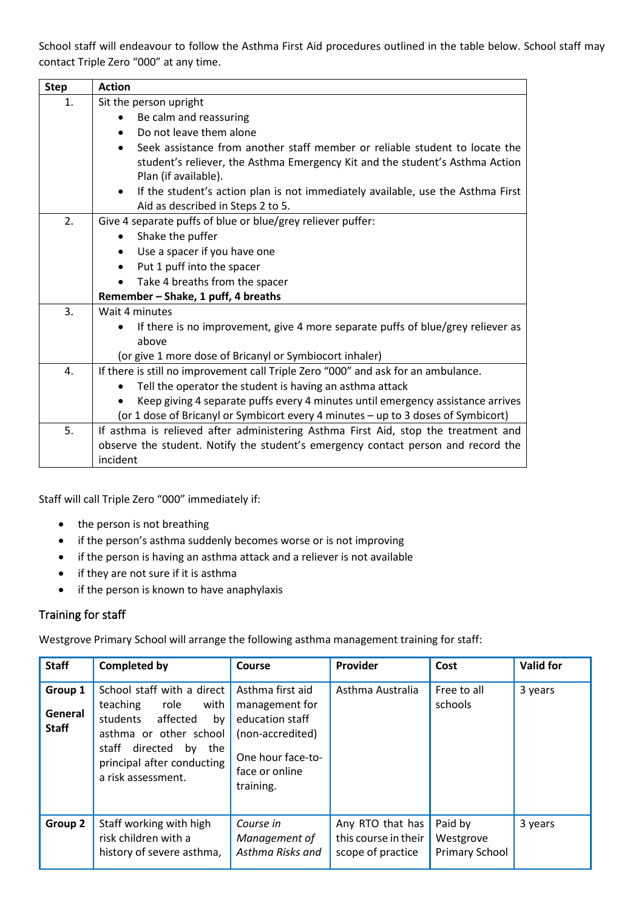School staff will endeavour to follow the Asthma First Aid procedures outlined in the table below. School staff may contact Triple Zero "000" at any time.

| Step | Action |
|---|---|
| 1. | Sit the person upright<br>• Be calm and reassuring<br>• Do not leave them alone<br>• Seek assistance from another staff member or reliable student to locate the student's reliever, the Asthma Emergency Kit and the student's Asthma Action Plan (if available).<br>• If the student's action plan is not immediately available, use the Asthma First Aid as described in Steps 2 to 5. |
| 2. | Give 4 separate puffs of blue or blue/grey reliever puffer:<br>• Shake the puffer<br>• Use a spacer if you have one<br>• Put 1 puff into the spacer<br>• Take 4 breaths from the spacer<br>**Remember – Shake, 1 puff, 4 breaths** |
| 3. | Wait 4 minutes<br>• If there is no improvement, give 4 more separate puffs of blue/grey reliever as above<br>(or give 1 more dose of Bricanyl or Symbiocort inhaler) |
| 4. | If there is still no improvement call Triple Zero "000" and ask for an ambulance.<br>• Tell the operator the student is having an asthma attack<br>• Keep giving 4 separate puffs every 4 minutes until emergency assistance arrives<br>(or 1 dose of Bricanyl or Symbicort every 4 minutes – up to 3 doses of Symbicort) |
| 5. | If asthma is relieved after administering Asthma First Aid, stop the treatment and observe the student. Notify the student's emergency contact person and record the incident |

Staff will call Triple Zero "000" immediately if:

- the person is not breathing
- if the person's asthma suddenly becomes worse or is not improving
- if the person is having an asthma attack and a reliever is not available
- if they are not sure if it is asthma
- if the person is known to have anaphylaxis

## Training for staff

Westgrove Primary School will arrange the following asthma management training for staff:

| Staff | Completed by | Course | Provider | Cost | Valid for |
|---|---|---|---|---|---|
| **Group 1 General Staff** | School staff with a direct teaching role with students affected by asthma or other school staff directed by the principal after conducting a risk assessment. | Asthma first aid management for education staff (non-accredited)<br><br>One hour face-to-face or online training. | Asthma Australia | Free to all schools | 3 years |
| **Group 2** | Staff working with high risk children with a history of severe asthma, | *Course in Management of Asthma Risks and* | Any RTO that has this course in their scope of practice | Paid by Westgrove Primary School | 3 years |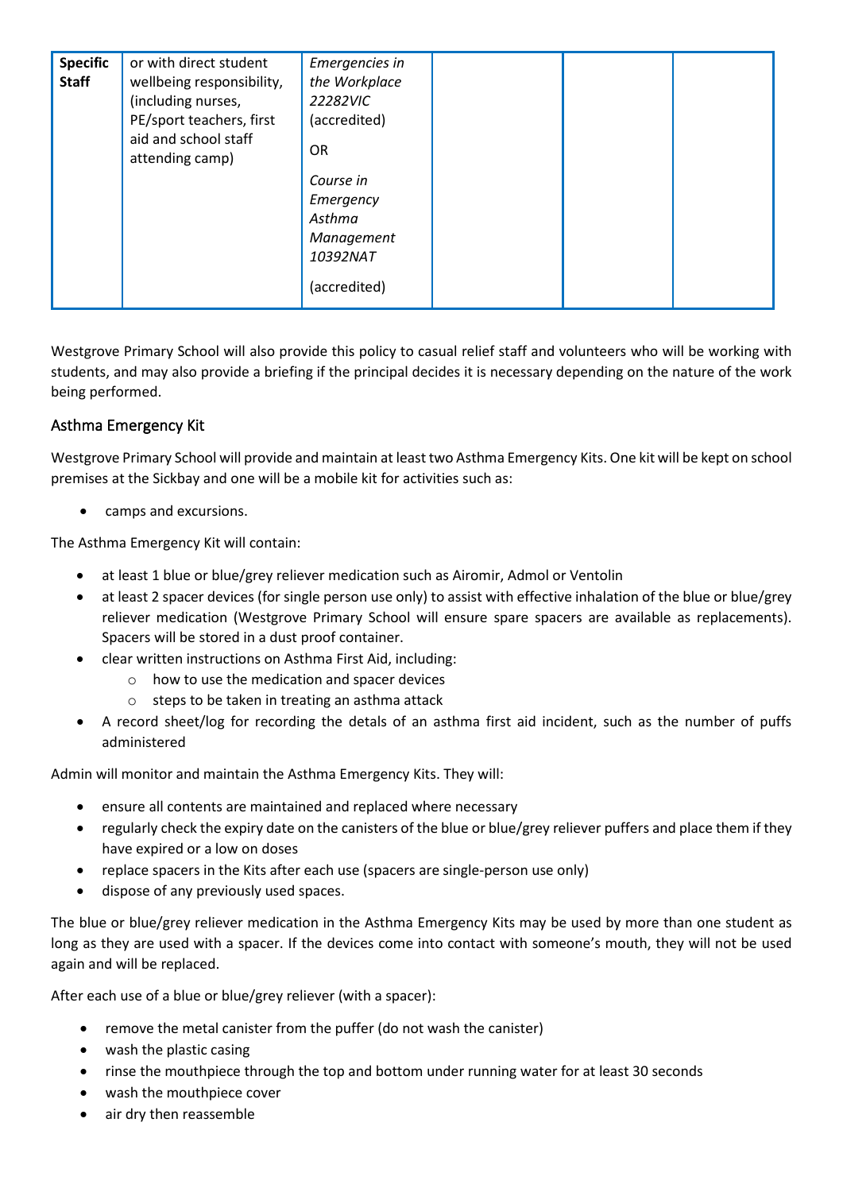| Specific Staff | or with direct student wellbeing responsibility, (including nurses, PE/sport teachers, first aid and school staff attending camp) | *Emergencies in the Workplace 22282VIC* (accredited)<br><br>OR<br><br>*Course in Emergency Asthma Management 10392NAT*<br><br>(accredited) | | | |
|---|---|---|---|---|---|

Westgrove Primary School will also provide this policy to casual relief staff and volunteers who will be working with students, and may also provide a briefing if the principal decides it is necessary depending on the nature of the work being performed.

### Asthma Emergency Kit

Westgrove Primary School will provide and maintain at least two Asthma Emergency Kits. One kit will be kept on school premises at the Sickbay and one will be a mobile kit for activities such as:

- camps and excursions.

The Asthma Emergency Kit will contain:

- at least 1 blue or blue/grey reliever medication such as Airomir, Admol or Ventolin
- at least 2 spacer devices (for single person use only) to assist with effective inhalation of the blue or blue/grey reliever medication (Westgrove Primary School will ensure spare spacers are available as replacements). Spacers will be stored in a dust proof container.
- clear written instructions on Asthma First Aid, including:
  - how to use the medication and spacer devices
  - steps to be taken in treating an asthma attack
- A record sheet/log for recording the detals of an asthma first aid incident, such as the number of puffs administered

Admin will monitor and maintain the Asthma Emergency Kits. They will:

- ensure all contents are maintained and replaced where necessary
- regularly check the expiry date on the canisters of the blue or blue/grey reliever puffers and place them if they have expired or a low on doses
- replace spacers in the Kits after each use (spacers are single-person use only)
- dispose of any previously used spaces.

The blue or blue/grey reliever medication in the Asthma Emergency Kits may be used by more than one student as long as they are used with a spacer. If the devices come into contact with someone's mouth, they will not be used again and will be replaced.

After each use of a blue or blue/grey reliever (with a spacer):

- remove the metal canister from the puffer (do not wash the canister)
- wash the plastic casing
- rinse the mouthpiece through the top and bottom under running water for at least 30 seconds
- wash the mouthpiece cover
- air dry then reassemble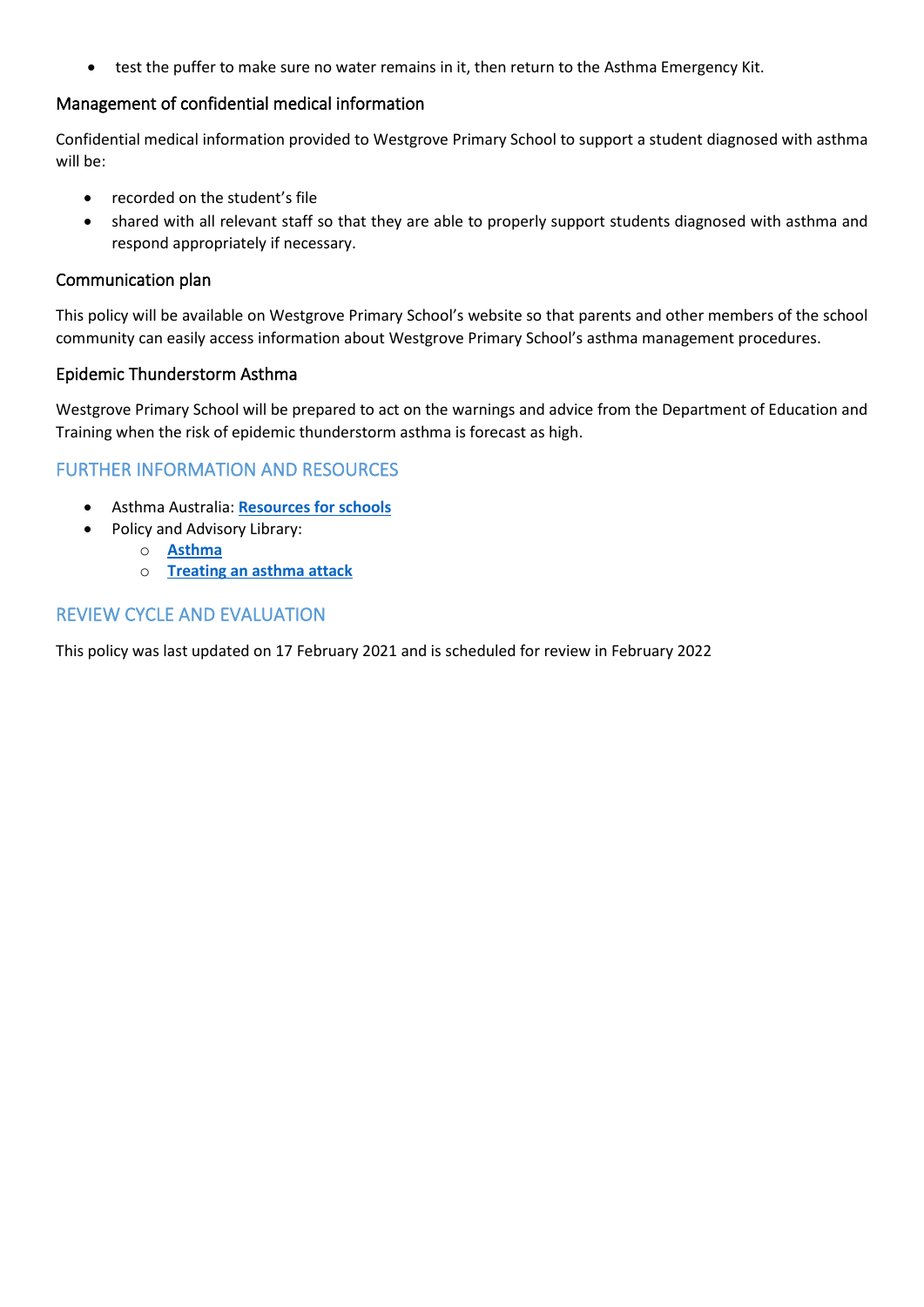- test the puffer to make sure no water remains in it, then return to the Asthma Emergency Kit.

### Management of confidential medical information

Confidential medical information provided to Westgrove Primary School to support a student diagnosed with asthma will be:

- recorded on the student's file
- shared with all relevant staff so that they are able to properly support students diagnosed with asthma and respond appropriately if necessary.

### Communication plan

This policy will be available on Westgrove Primary School's website so that parents and other members of the school community can easily access information about Westgrove Primary School's asthma management procedures.

### Epidemic Thunderstorm Asthma

Westgrove Primary School will be prepared to act on the warnings and advice from the Department of Education and Training when the risk of epidemic thunderstorm asthma is forecast as high.

## FURTHER INFORMATION AND RESOURCES

- Asthma Australia: **Resources for schools**
- Policy and Advisory Library:
  - **Asthma**
  - **Treating an asthma attack**

## REVIEW CYCLE AND EVALUATION

This policy was last updated on 17 February 2021 and is scheduled for review in February 2022